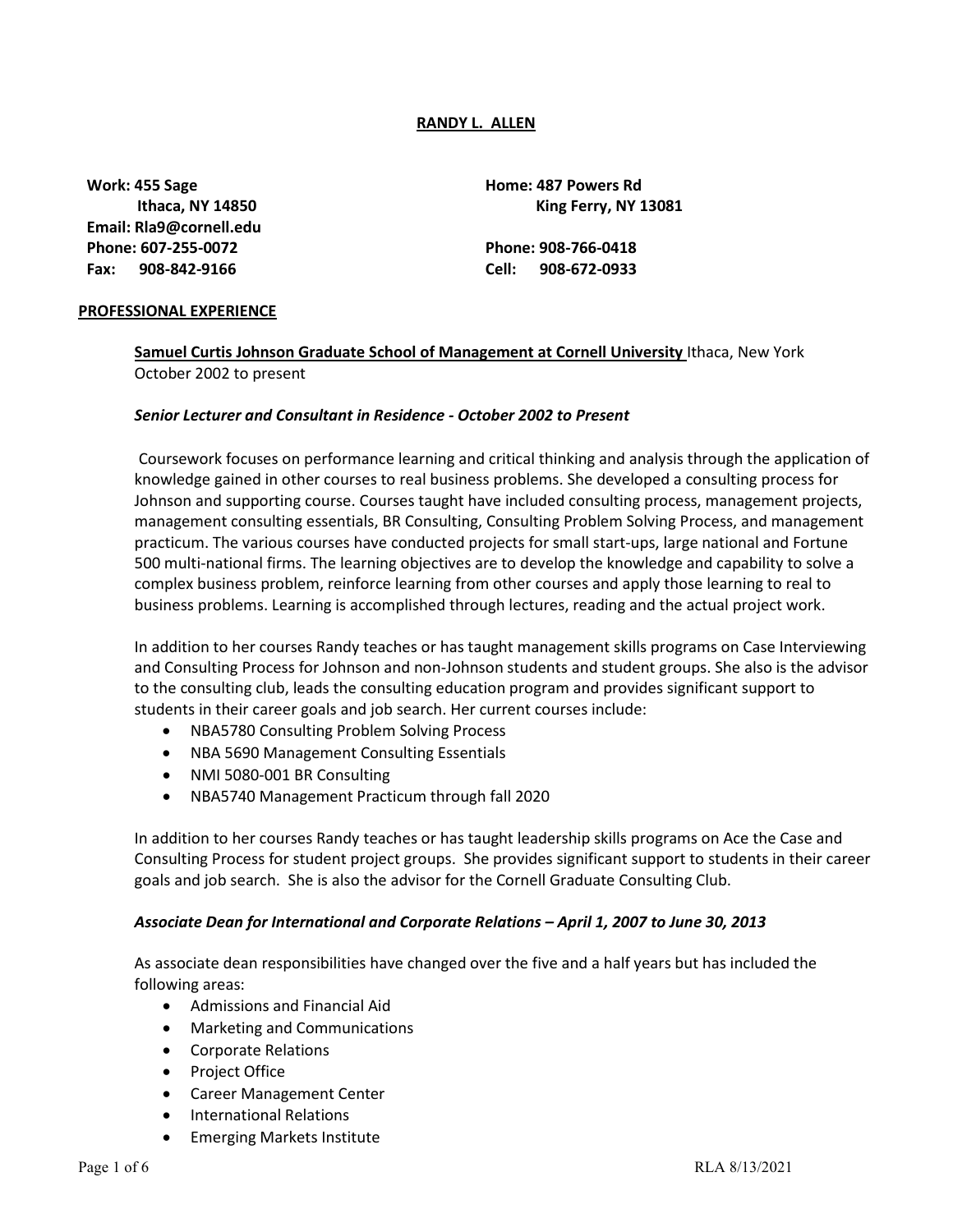# RANDY L. ALLEN

**Work: 455 Sage**
**Ithaca, NY 14850**
**Email: Rla9@cornell.edu**
**Phone: 607-255-0072**
**Fax: 908-842-9166**

**Home: 487 Powers Rd**
**King Ferry, NY 13081**
**Phone: 908-766-0418**
**Cell: 908-672-0933**

## PROFESSIONAL EXPERIENCE

**Samuel Curtis Johnson Graduate School of Management at Cornell University** Ithaca, New York
October 2002 to present

***Senior Lecturer and Consultant in Residence - October 2002 to Present***

Coursework focuses on performance learning and critical thinking and analysis through the application of knowledge gained in other courses to real business problems. She developed a consulting process for Johnson and supporting course. Courses taught have included consulting process, management projects, management consulting essentials, BR Consulting, Consulting Problem Solving Process, and management practicum. The various courses have conducted projects for small start-ups, large national and Fortune 500 multi-national firms. The learning objectives are to develop the knowledge and capability to solve a complex business problem, reinforce learning from other courses and apply those learning to real to business problems. Learning is accomplished through lectures, reading and the actual project work.

In addition to her courses Randy teaches or has taught management skills programs on Case Interviewing and Consulting Process for Johnson and non-Johnson students and student groups. She also is the advisor to the consulting club, leads the consulting education program and provides significant support to students in their career goals and job search. Her current courses include:

- NBA5780 Consulting Problem Solving Process
- NBA 5690 Management Consulting Essentials
- NMI 5080-001 BR Consulting
- NBA5740 Management Practicum through fall 2020

In addition to her courses Randy teaches or has taught leadership skills programs on Ace the Case and Consulting Process for student project groups. She provides significant support to students in their career goals and job search. She is also the advisor for the Cornell Graduate Consulting Club.

***Associate Dean for International and Corporate Relations – April 1, 2007 to June 30, 2013***

As associate dean responsibilities have changed over the five and a half years but has included the following areas:

- Admissions and Financial Aid
- Marketing and Communications
- Corporate Relations
- Project Office
- Career Management Center
- International Relations
- Emerging Markets Institute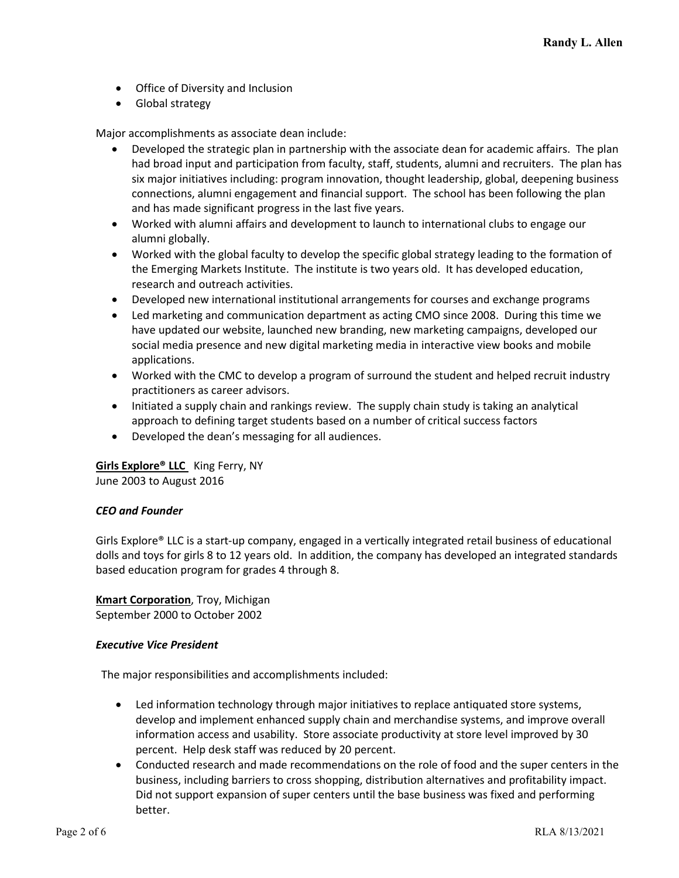- Office of Diversity and Inclusion
- Global strategy

Major accomplishments as associate dean include:

- Developed the strategic plan in partnership with the associate dean for academic affairs. The plan had broad input and participation from faculty, staff, students, alumni and recruiters. The plan has six major initiatives including: program innovation, thought leadership, global, deepening business connections, alumni engagement and financial support. The school has been following the plan and has made significant progress in the last five years.
- Worked with alumni affairs and development to launch to international clubs to engage our alumni globally.
- Worked with the global faculty to develop the specific global strategy leading to the formation of the Emerging Markets Institute. The institute is two years old. It has developed education, research and outreach activities.
- Developed new international institutional arrangements for courses and exchange programs
- Led marketing and communication department as acting CMO since 2008. During this time we have updated our website, launched new branding, new marketing campaigns, developed our social media presence and new digital marketing media in interactive view books and mobile applications.
- Worked with the CMC to develop a program of surround the student and helped recruit industry practitioners as career advisors.
- Initiated a supply chain and rankings review. The supply chain study is taking an analytical approach to defining target students based on a number of critical success factors
- Developed the dean's messaging for all audiences.

**Girls Explore® LLC** King Ferry, NY
June 2003 to August 2016

***CEO and Founder***

Girls Explore® LLC is a start-up company, engaged in a vertically integrated retail business of educational dolls and toys for girls 8 to 12 years old. In addition, the company has developed an integrated standards based education program for grades 4 through 8.

**Kmart Corporation**, Troy, Michigan
September 2000 to October 2002

***Executive Vice President***

The major responsibilities and accomplishments included:

- Led information technology through major initiatives to replace antiquated store systems, develop and implement enhanced supply chain and merchandise systems, and improve overall information access and usability. Store associate productivity at store level improved by 30 percent. Help desk staff was reduced by 20 percent.
- Conducted research and made recommendations on the role of food and the super centers in the business, including barriers to cross shopping, distribution alternatives and profitability impact. Did not support expansion of super centers until the base business was fixed and performing better.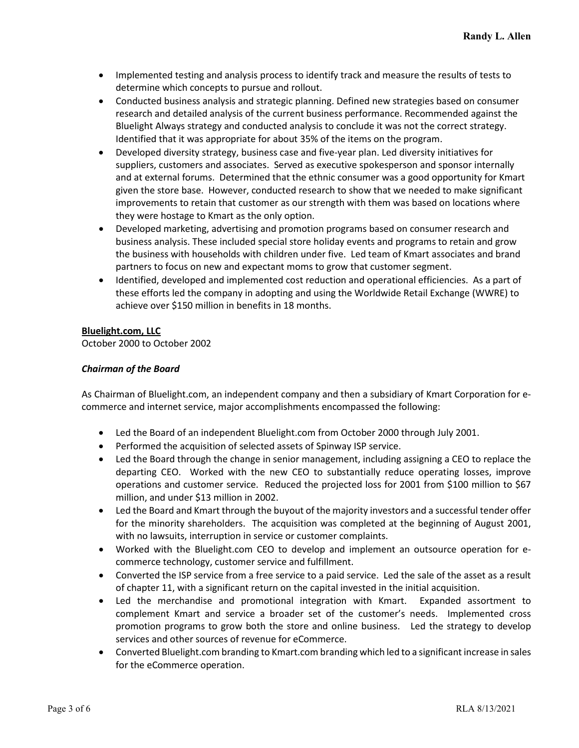- Implemented testing and analysis process to identify track and measure the results of tests to determine which concepts to pursue and rollout.
- Conducted business analysis and strategic planning. Defined new strategies based on consumer research and detailed analysis of the current business performance. Recommended against the Bluelight Always strategy and conducted analysis to conclude it was not the correct strategy. Identified that it was appropriate for about 35% of the items on the program.
- Developed diversity strategy, business case and five-year plan. Led diversity initiatives for suppliers, customers and associates. Served as executive spokesperson and sponsor internally and at external forums. Determined that the ethnic consumer was a good opportunity for Kmart given the store base. However, conducted research to show that we needed to make significant improvements to retain that customer as our strength with them was based on locations where they were hostage to Kmart as the only option.
- Developed marketing, advertising and promotion programs based on consumer research and business analysis. These included special store holiday events and programs to retain and grow the business with households with children under five. Led team of Kmart associates and brand partners to focus on new and expectant moms to grow that customer segment.
- Identified, developed and implemented cost reduction and operational efficiencies. As a part of these efforts led the company in adopting and using the Worldwide Retail Exchange (WWRE) to achieve over $150 million in benefits in 18 months.

**Bluelight.com, LLC**
October 2000 to October 2002

### ***Chairman of the Board***

As Chairman of Bluelight.com, an independent company and then a subsidiary of Kmart Corporation for e-commerce and internet service, major accomplishments encompassed the following:

- Led the Board of an independent Bluelight.com from October 2000 through July 2001.
- Performed the acquisition of selected assets of Spinway ISP service.
- Led the Board through the change in senior management, including assigning a CEO to replace the departing CEO. Worked with the new CEO to substantially reduce operating losses, improve operations and customer service. Reduced the projected loss for 2001 from $100 million to $67 million, and under $13 million in 2002.
- Led the Board and Kmart through the buyout of the majority investors and a successful tender offer for the minority shareholders. The acquisition was completed at the beginning of August 2001, with no lawsuits, interruption in service or customer complaints.
- Worked with the Bluelight.com CEO to develop and implement an outsource operation for e-commerce technology, customer service and fulfillment.
- Converted the ISP service from a free service to a paid service. Led the sale of the asset as a result of chapter 11, with a significant return on the capital invested in the initial acquisition.
- Led the merchandise and promotional integration with Kmart. Expanded assortment to complement Kmart and service a broader set of the customer's needs. Implemented cross promotion programs to grow both the store and online business. Led the strategy to develop services and other sources of revenue for eCommerce.
- Converted Bluelight.com branding to Kmart.com branding which led to a significant increase in sales for the eCommerce operation.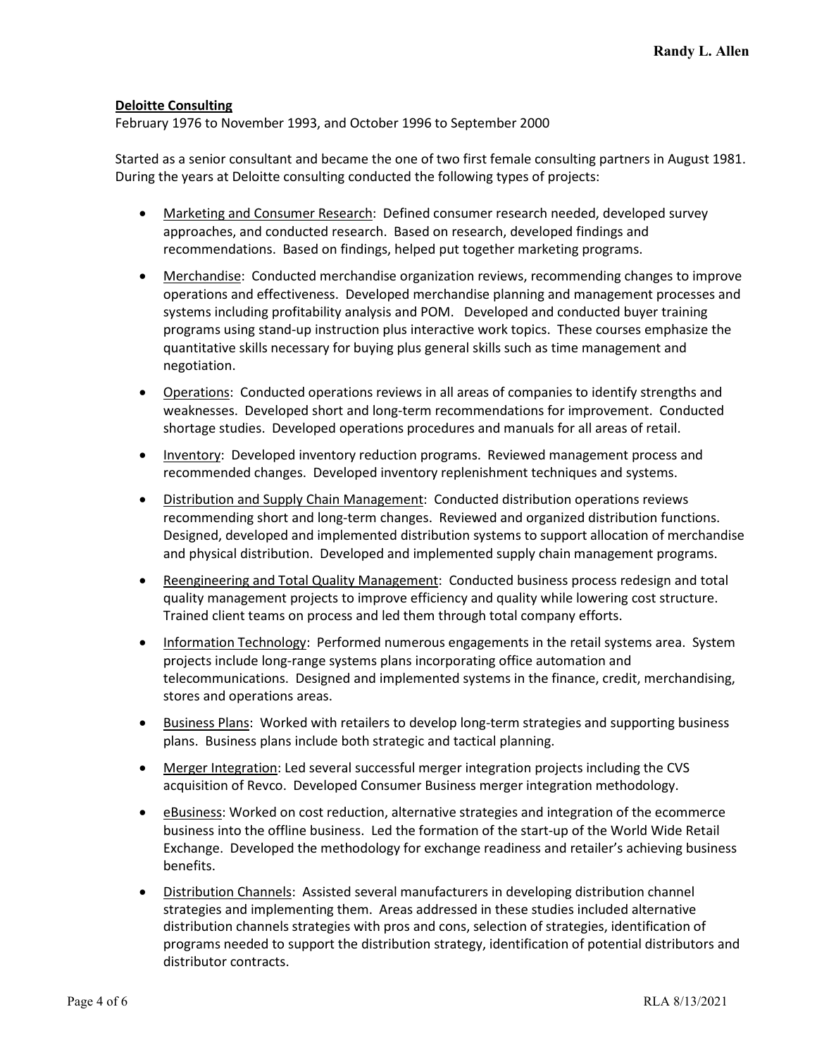**Deloitte Consulting**

February 1976 to November 1993, and October 1996 to September 2000

Started as a senior consultant and became the one of two first female consulting partners in August 1981. During the years at Deloitte consulting conducted the following types of projects:

- Marketing and Consumer Research: Defined consumer research needed, developed survey approaches, and conducted research. Based on research, developed findings and recommendations. Based on findings, helped put together marketing programs.
- Merchandise: Conducted merchandise organization reviews, recommending changes to improve operations and effectiveness. Developed merchandise planning and management processes and systems including profitability analysis and POM. Developed and conducted buyer training programs using stand-up instruction plus interactive work topics. These courses emphasize the quantitative skills necessary for buying plus general skills such as time management and negotiation.
- Operations: Conducted operations reviews in all areas of companies to identify strengths and weaknesses. Developed short and long-term recommendations for improvement. Conducted shortage studies. Developed operations procedures and manuals for all areas of retail.
- Inventory: Developed inventory reduction programs. Reviewed management process and recommended changes. Developed inventory replenishment techniques and systems.
- Distribution and Supply Chain Management: Conducted distribution operations reviews recommending short and long-term changes. Reviewed and organized distribution functions. Designed, developed and implemented distribution systems to support allocation of merchandise and physical distribution. Developed and implemented supply chain management programs.
- Reengineering and Total Quality Management: Conducted business process redesign and total quality management projects to improve efficiency and quality while lowering cost structure. Trained client teams on process and led them through total company efforts.
- Information Technology: Performed numerous engagements in the retail systems area. System projects include long-range systems plans incorporating office automation and telecommunications. Designed and implemented systems in the finance, credit, merchandising, stores and operations areas.
- Business Plans: Worked with retailers to develop long-term strategies and supporting business plans. Business plans include both strategic and tactical planning.
- Merger Integration: Led several successful merger integration projects including the CVS acquisition of Revco. Developed Consumer Business merger integration methodology.
- eBusiness: Worked on cost reduction, alternative strategies and integration of the ecommerce business into the offline business. Led the formation of the start-up of the World Wide Retail Exchange. Developed the methodology for exchange readiness and retailer's achieving business benefits.
- Distribution Channels: Assisted several manufacturers in developing distribution channel strategies and implementing them. Areas addressed in these studies included alternative distribution channels strategies with pros and cons, selection of strategies, identification of programs needed to support the distribution strategy, identification of potential distributors and distributor contracts.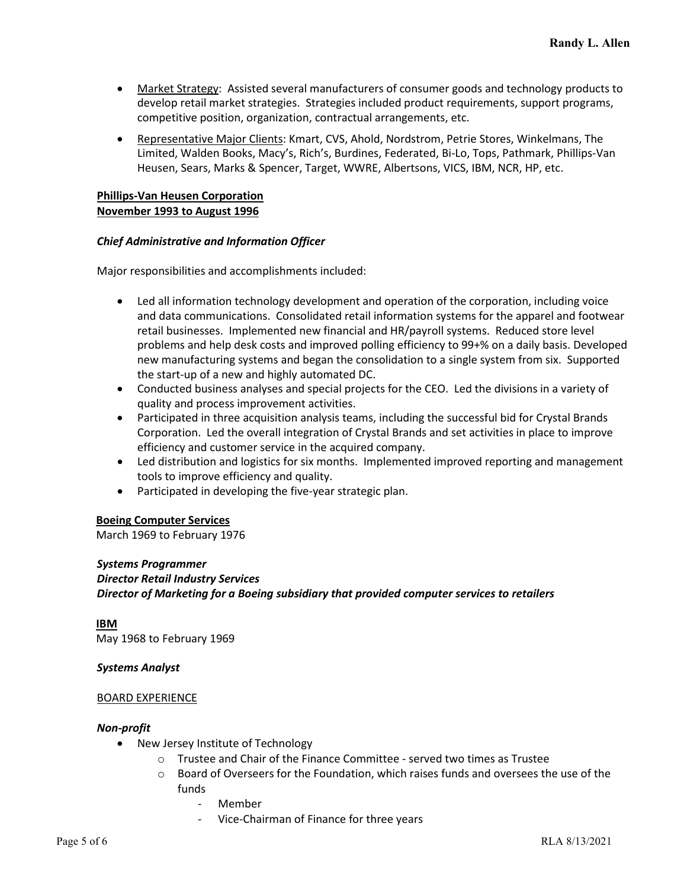- <u>Market Strategy</u>: Assisted several manufacturers of consumer goods and technology products to develop retail market strategies. Strategies included product requirements, support programs, competitive position, organization, contractual arrangements, etc.
- <u>Representative Major Clients</u>: Kmart, CVS, Ahold, Nordstrom, Petrie Stores, Winkelmans, The Limited, Walden Books, Macy's, Rich's, Burdines, Federated, Bi-Lo, Tops, Pathmark, Phillips-Van Heusen, Sears, Marks & Spencer, Target, WWRE, Albertsons, VICS, IBM, NCR, HP, etc.

**<u>Phillips-Van Heusen Corporation</u>**
**<u>November 1993 to August 1996</u>**

***Chief Administrative and Information Officer***

Major responsibilities and accomplishments included:

- Led all information technology development and operation of the corporation, including voice and data communications. Consolidated retail information systems for the apparel and footwear retail businesses. Implemented new financial and HR/payroll systems. Reduced store level problems and help desk costs and improved polling efficiency to 99+% on a daily basis. Developed new manufacturing systems and began the consolidation to a single system from six. Supported the start-up of a new and highly automated DC.
- Conducted business analyses and special projects for the CEO. Led the divisions in a variety of quality and process improvement activities.
- Participated in three acquisition analysis teams, including the successful bid for Crystal Brands Corporation. Led the overall integration of Crystal Brands and set activities in place to improve efficiency and customer service in the acquired company.
- Led distribution and logistics for six months. Implemented improved reporting and management tools to improve efficiency and quality.
- Participated in developing the five-year strategic plan.

**<u>Boeing Computer Services</u>**
March 1969 to February 1976

***Systems Programmer***
***Director Retail Industry Services***
***Director of Marketing for a Boeing subsidiary that provided computer services to retailers***

**<u>IBM</u>**
May 1968 to February 1969

***Systems Analyst***

<u>BOARD EXPERIENCE</u>

***Non-profit***

- New Jersey Institute of Technology
  - Trustee and Chair of the Finance Committee - served two times as Trustee
  - Board of Overseers for the Foundation, which raises funds and oversees the use of the funds
    - Member
    - Vice-Chairman of Finance for three years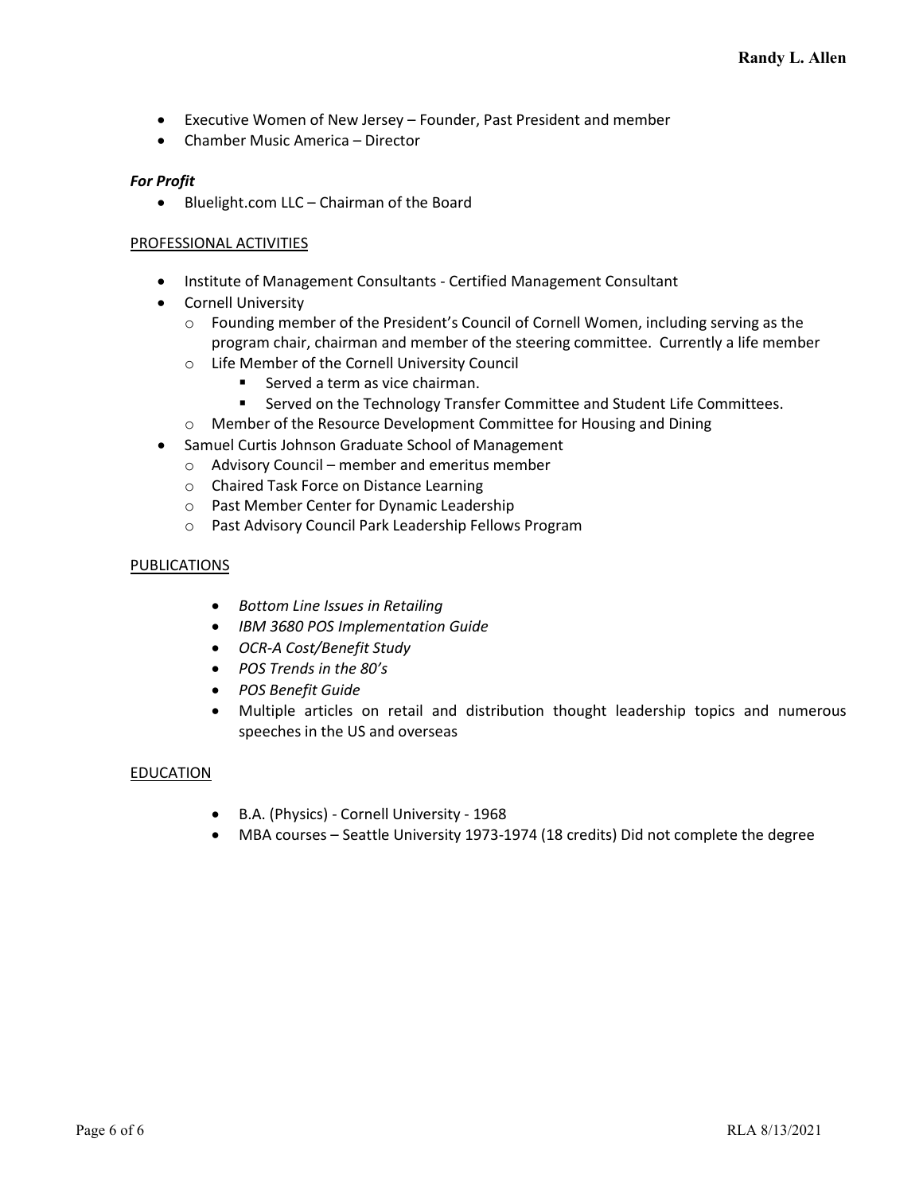- Executive Women of New Jersey – Founder, Past President and member
- Chamber Music America – Director

***For Profit***

- Bluelight.com LLC – Chairman of the Board

## PROFESSIONAL ACTIVITIES

- Institute of Management Consultants - Certified Management Consultant
- Cornell University
  - Founding member of the President's Council of Cornell Women, including serving as the program chair, chairman and member of the steering committee. Currently a life member
  - Life Member of the Cornell University Council
    - Served a term as vice chairman.
    - Served on the Technology Transfer Committee and Student Life Committees.
  - Member of the Resource Development Committee for Housing and Dining
- Samuel Curtis Johnson Graduate School of Management
  - Advisory Council – member and emeritus member
  - Chaired Task Force on Distance Learning
  - Past Member Center for Dynamic Leadership
  - Past Advisory Council Park Leadership Fellows Program

## PUBLICATIONS

- *Bottom Line Issues in Retailing*
- *IBM 3680 POS Implementation Guide*
- *OCR-A Cost/Benefit Study*
- *POS Trends in the 80's*
- *POS Benefit Guide*
- Multiple articles on retail and distribution thought leadership topics and numerous speeches in the US and overseas

## EDUCATION

- B.A. (Physics) - Cornell University - 1968
- MBA courses – Seattle University 1973-1974 (18 credits) Did not complete the degree